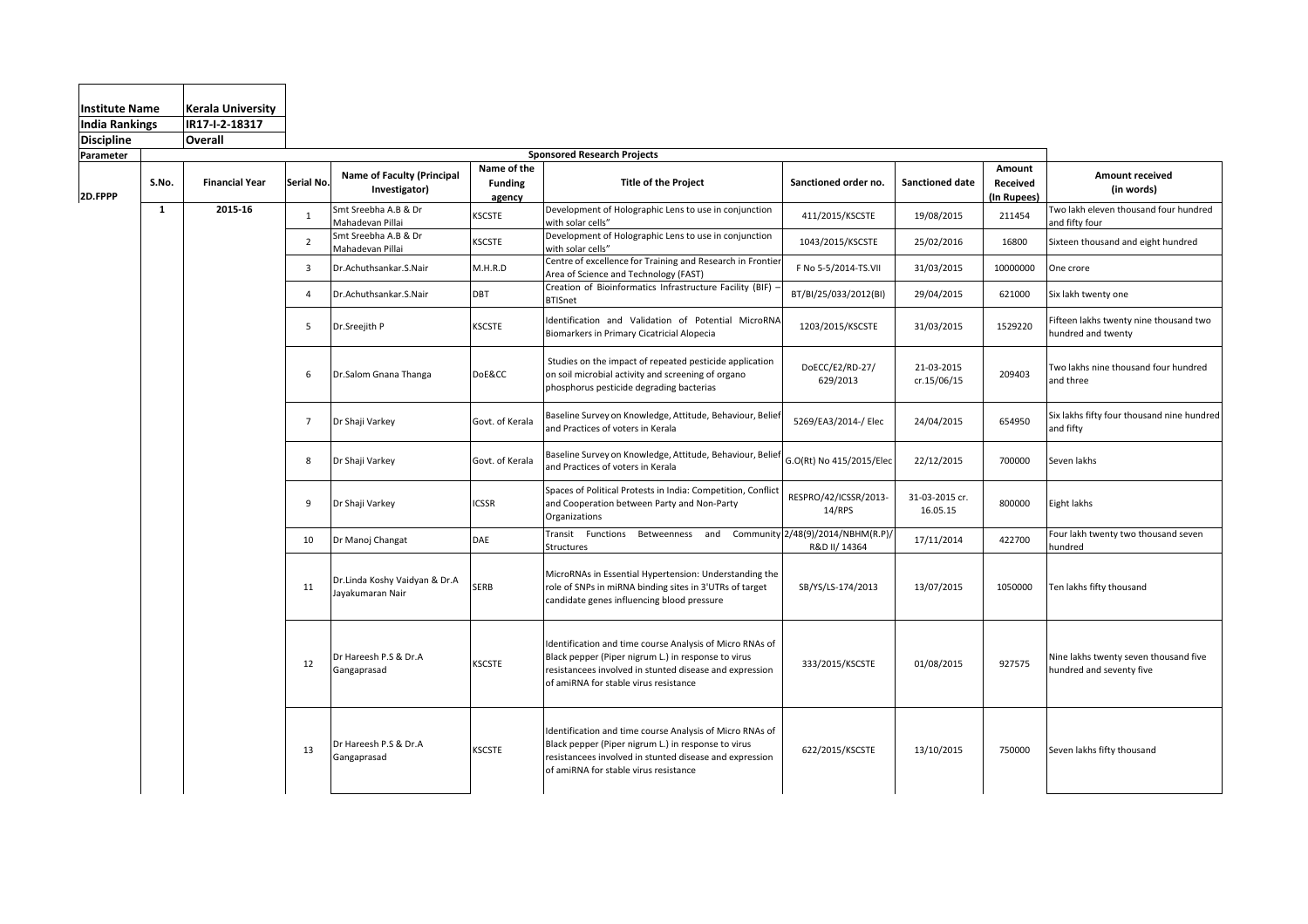| Institute Name | Kerala University |
|---|---|
| India Rankings | IR17-I-2-18317 |
| Discipline | Overall |

| Parameter | Sponsored Research Projects | | | | | | | | | |
|---|---|---|---|---|---|---|---|---|---|---|
| 2D.FPPP | S.No. | Financial Year | Serial No. | Name of Faculty (Principal Investigator) | Name of the Funding agency | Title of the Project | Sanctioned order no. | Sanctioned date | Amount Received (In Rupees) | Amount received (in words) |
| | 1 | 2015-16 | 1 | Smt Sreebha A.B & Dr Mahadevan Pillai | KSCSTE | Development of Holographic Lens to use in conjunction with solar cells" | 411/2015/KSCSTE | 19/08/2015 | 211454 | Two lakh eleven thousand four hundred and fifty four |
| | | | 2 | Smt Sreebha A.B & Dr Mahadevan Pillai | KSCSTE | Development of Holographic Lens to use in conjunction with solar cells" | 1043/2015/KSCSTE | 25/02/2016 | 16800 | Sixteen thousand and eight hundred |
| | | | 3 | Dr.Achuthsankar.S.Nair | M.H.R.D | Centre of excellence for Training and Research in Frontier Area of Science and Technology (FAST) | F No 5-5/2014-TS.VII | 31/03/2015 | 10000000 | One crore |
| | | | 4 | Dr.Achuthsankar.S.Nair | DBT | Creation of Bioinformatics Infrastructure Facility (BIF) – BTISnet | BT/BI/25/033/2012(BI) | 29/04/2015 | 621000 | Six lakh twenty one |
| | | | 5 | Dr.Sreejith P | KSCSTE | Identification and Validation of Potential MicroRNA Biomarkers in Primary Cicatricial Alopecia | 1203/2015/KSCSTE | 31/03/2015 | 1529220 | Fifteen lakhs twenty nine thousand two hundred and twenty |
| | | | 6 | Dr.Salom Gnana Thanga | DoE&CC | Studies on the impact of repeated pesticide application on soil microbial activity and screening of organo phosphorus pesticide degrading bacterias | DoECC/E2/RD-27/ 629/2013 | 21-03-2015 cr.15/06/15 | 209403 | Two lakhs nine thousand four hundred and three |
| | | | 7 | Dr Shaji Varkey | Govt. of Kerala | Baseline Survey on Knowledge, Attitude, Behaviour, Belief and Practices of voters in Kerala | 5269/EA3/2014-/ Elec | 24/04/2015 | 654950 | Six lakhs fifty four thousand nine hundred and fifty |
| | | | 8 | Dr Shaji Varkey | Govt. of Kerala | Baseline Survey on Knowledge, Attitude, Behaviour, Belief and Practices of voters in Kerala | G.O(Rt) No 415/2015/Elec | 22/12/2015 | 700000 | Seven lakhs |
| | | | 9 | Dr Shaji Varkey | ICSSR | Spaces of Political Protests in India: Competition, Conflict and Cooperation between Party and Non-Party Organizations | RESPRO/42/ICSSR/2013-14/RPS | 31-03-2015 cr. 16.05.15 | 800000 | Eight lakhs |
| | | | 10 | Dr Manoj Changat | DAE | Transit Functions Betweenness and Community Structures | 2/48(9)/2014/NBHM(R.P)/ R&D II/ 14364 | 17/11/2014 | 422700 | Four lakh twenty two thousand seven hundred |
| | | | 11 | Dr.Linda Koshy Vaidyan & Dr.A Jayakumaran Nair | SERB | MicroRNAs in Essential Hypertension: Understanding the role of SNPs in miRNA binding sites in 3'UTRs of target candidate genes influencing blood pressure | SB/YS/LS-174/2013 | 13/07/2015 | 1050000 | Ten lakhs fifty thousand |
| | | | 12 | Dr Hareesh P.S & Dr.A Gangaprasad | KSCSTE | Identification and time course Analysis of Micro RNAs of Black pepper (Piper nigrum L.) in response to virus resistancees involved in stunted disease and expression of amiRNA for stable virus resistance | 333/2015/KSCSTE | 01/08/2015 | 927575 | Nine lakhs twenty seven thousand five hundred and seventy five |
| | | | 13 | Dr Hareesh P.S & Dr.A Gangaprasad | KSCSTE | Identification and time course Analysis of Micro RNAs of Black pepper (Piper nigrum L.) in response to virus resistancees involved in stunted disease and expression of amiRNA for stable virus resistance | 622/2015/KSCSTE | 13/10/2015 | 750000 | Seven lakhs fifty thousand |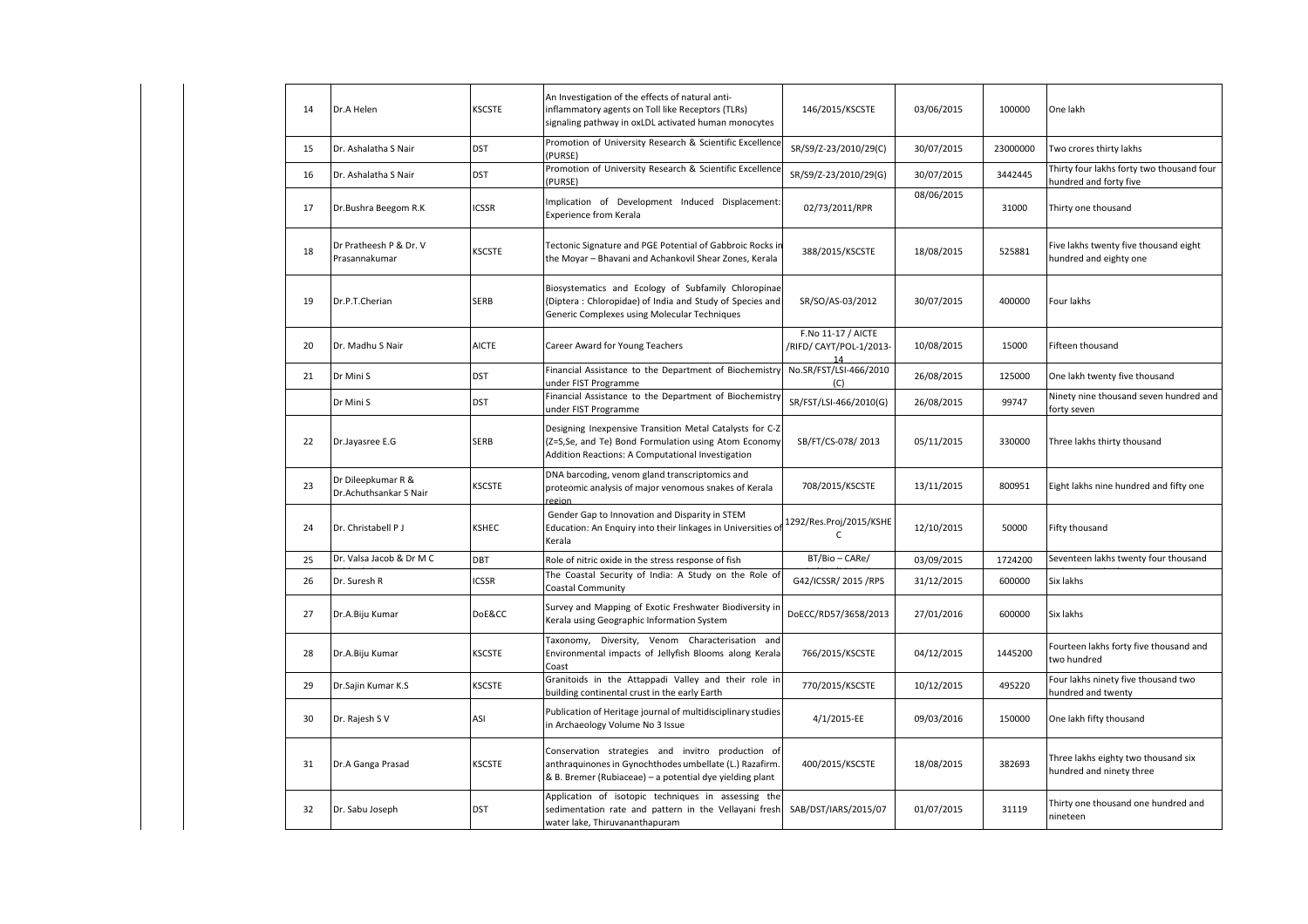| | | | | | | | |
|---|---|---|---|---|---|---|---|
| 14 | Dr.A Helen | KSCSTE | An Investigation of the effects of natural anti-inflammatory agents on Toll like Receptors (TLRs) signaling pathway in oxLDL activated human monocytes | 146/2015/KSCSTE | 03/06/2015 | 100000 | One lakh |
| 15 | Dr. Ashalatha S Nair | DST | Promotion of University Research & Scientific Excellence (PURSE) | SR/S9/Z-23/2010/29(C) | 30/07/2015 | 23000000 | Two crores thirty lakhs |
| 16 | Dr. Ashalatha S Nair | DST | Promotion of University Research & Scientific Excellence (PURSE) | SR/S9/Z-23/2010/29(G) | 30/07/2015 | 3442445 | Thirty four lakhs forty two thousand four hundred and forty five |
| 17 | Dr.Bushra Beegom R.K | ICSSR | Implication of Development Induced Displacement: Experience from Kerala | 02/73/2011/RPR | 08/06/2015 | 31000 | Thirty one thousand |
| 18 | Dr Pratheesh P & Dr. V Prasannakumar | KSCSTE | Tectonic Signature and PGE Potential of Gabbroic Rocks in the Moyar – Bhavani and Achankovil Shear Zones, Kerala | 388/2015/KSCSTE | 18/08/2015 | 525881 | Five lakhs twenty five thousand eight hundred and eighty one |
| 19 | Dr.P.T.Cherian | SERB | Biosystematics and Ecology of Subfamily Chloropinae (Diptera : Chloropidae) of India and Study of Species and Generic Complexes using Molecular Techniques | SR/SO/AS-03/2012 | 30/07/2015 | 400000 | Four lakhs |
| 20 | Dr. Madhu S Nair | AICTE | Career Award for Young Teachers | F.No 11-17 / AICTE /RIFD/ CAYT/POL-1/2013-14 | 10/08/2015 | 15000 | Fifteen thousand |
| 21 | Dr Mini S | DST | Financial Assistance to the Department of Biochemistry under FIST Programme | No.SR/FST/LSI-466/2010 (C) | 26/08/2015 | 125000 | One lakh twenty five thousand |
| | Dr Mini S | DST | Financial Assistance to the Department of Biochemistry under FIST Programme | SR/FST/LSI-466/2010(G) | 26/08/2015 | 99747 | Ninety nine thousand seven hundred and forty seven |
| 22 | Dr.Jayasree E.G | SERB | Designing Inexpensive Transition Metal Catalysts for C-Z (Z=S,Se, and Te) Bond Formulation using Atom Economy Addition Reactions: A Computational Investigation | SB/FT/CS-078/ 2013 | 05/11/2015 | 330000 | Three lakhs thirty thousand |
| 23 | Dr Dileepkumar R & Dr.Achuthsankar S Nair | KSCSTE | DNA barcoding, venom gland transcriptomics and proteomic analysis of major venomous snakes of Kerala region | 708/2015/KSCSTE | 13/11/2015 | 800951 | Eight lakhs nine hundred and fifty one |
| 24 | Dr. Christabell P J | KSHEC | Gender Gap to Innovation and Disparity in STEM Education: An Enquiry into their linkages in Universities of Kerala | 1292/Res.Proj/2015/KSHEC | 12/10/2015 | 50000 | Fifty thousand |
| 25 | Dr. Valsa Jacob & Dr M C | DBT | Role of nitric oxide in the stress response of fish | BT/Bio – CARe/ | 03/09/2015 | 1724200 | Seventeen lakhs twenty four thousand |
| 26 | Dr. Suresh R | ICSSR | The Coastal Security of India: A Study on the Role of Coastal Community | G42/ICSSR/ 2015 /RPS | 31/12/2015 | 600000 | Six lakhs |
| 27 | Dr.A.Biju Kumar | DoE&CC | Survey and Mapping of Exotic Freshwater Biodiversity in Kerala using Geographic Information System | DoECC/RD57/3658/2013 | 27/01/2016 | 600000 | Six lakhs |
| 28 | Dr.A.Biju Kumar | KSCSTE | Taxonomy, Diversity, Venom Characterisation and Environmental impacts of Jellyfish Blooms along Kerala Coast | 766/2015/KSCSTE | 04/12/2015 | 1445200 | Fourteen lakhs forty five thousand and two hundred |
| 29 | Dr.Sajin Kumar K.S | KSCSTE | Granitoids in the Attappadi Valley and their role in building continental crust in the early Earth | 770/2015/KSCSTE | 10/12/2015 | 495220 | Four lakhs ninety five thousand two hundred and twenty |
| 30 | Dr. Rajesh S V | ASI | Publication of Heritage journal of multidisciplinary studies in Archaeology Volume No 3 Issue | 4/1/2015-EE | 09/03/2016 | 150000 | One lakh fifty thousand |
| 31 | Dr.A Ganga Prasad | KSCSTE | Conservation strategies and invitro production of anthraquinones in Gynochthodes umbellate (L.) Razafirm. & B. Bremer (Rubiaceae) – a potential dye yielding plant | 400/2015/KSCSTE | 18/08/2015 | 382693 | Three lakhs eighty two thousand six hundred and ninety three |
| 32 | Dr. Sabu Joseph | DST | Application of isotopic techniques in assessing the sedimentation rate and pattern in the Vellayani fresh water lake, Thiruvananthapuram | SAB/DST/IARS/2015/07 | 01/07/2015 | 31119 | Thirty one thousand one hundred and nineteen |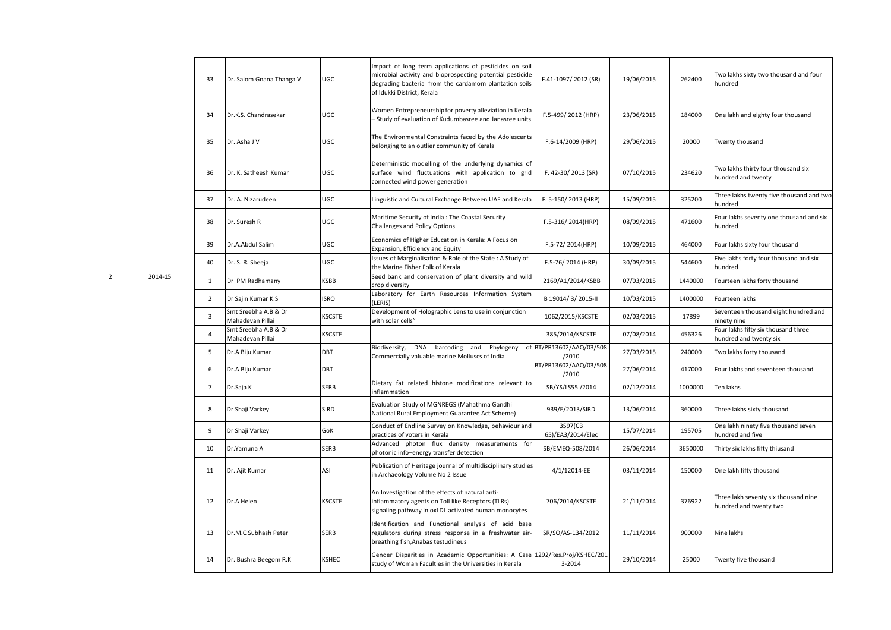| | | | | | | | | | |
|---|---|---|---|---|---|---|---|---|---|
| | | 33 | Dr. Salom Gnana Thanga V | UGC | Impact of long term applications of pesticides on soil microbial activity and bioprospecting potential pesticide degrading bacteria from the cardamom plantation soils of Idukki District, Kerala | F.41-1097/ 2012 (SR) | 19/06/2015 | 262400 | Two lakhs sixty two thousand and four hundred |
| | | 34 | Dr.K.S. Chandrasekar | UGC | Women Entrepreneurship for poverty alleviation in Kerala – Study of evaluation of Kudumbasree and Janasree units | F.5-499/ 2012 (HRP) | 23/06/2015 | 184000 | One lakh and eighty four thousand |
| | | 35 | Dr. Asha J V | UGC | The Environmental Constraints faced by the Adolescents belonging to an outlier community of Kerala | F.6-14/2009 (HRP) | 29/06/2015 | 20000 | Twenty thousand |
| | | 36 | Dr. K. Satheesh Kumar | UGC | Deterministic modelling of the underlying dynamics of surface wind fluctuations with application to grid connected wind power generation | F. 42-30/ 2013 (SR) | 07/10/2015 | 234620 | Two lakhs thirty four thousand six hundred and twenty |
| | | 37 | Dr. A. Nizarudeen | UGC | Linguistic and Cultural Exchange Between UAE and Kerala | F. 5-150/ 2013 (HRP) | 15/09/2015 | 325200 | Three lakhs twenty five thousand and two hundred |
| | | 38 | Dr. Suresh R | UGC | Maritime Security of India : The Coastal Security Challenges and Policy Options | F.5-316/ 2014(HRP) | 08/09/2015 | 471600 | Four lakhs seventy one thousand and six hundred |
| | | 39 | Dr.A.Abdul Salim | UGC | Economics of Higher Education in Kerala: A Focus on Expansion, Efficiency and Equity | F.5-72/ 2014(HRP) | 10/09/2015 | 464000 | Four lakhs sixty four thousand |
| | | 40 | Dr. S. R. Sheeja | UGC | Issues of Marginalisation & Role of the State : A Study of the Marine Fisher Folk of Kerala | F.5-76/ 2014 (HRP) | 30/09/2015 | 544600 | Five lakhs forty four thousand and six hundred |
| 2 | 2014-15 | 1 | Dr PM Radhamany | KSBB | Seed bank and conservation of plant diversity and wild crop diversity | 2169/A1/2014/KSBB | 07/03/2015 | 1440000 | Fourteen lakhs forty thousand |
| | | 2 | Dr Sajin Kumar K.S | ISRO | Laboratory for Earth Resources Information System (LERIS) | B 19014/ 3/ 2015-II | 10/03/2015 | 1400000 | Fourteen lakhs |
| | | 3 | Smt Sreebha A.B & Dr Mahadevan Pillai | KSCSTE | Development of Holographic Lens to use in conjunction with solar cells" | 1062/2015/KSCSTE | 02/03/2015 | 17899 | Seventeen thousand eight hundred and ninety nine |
| | | 4 | Smt Sreebha A.B & Dr Mahadevan Pillai | KSCSTE | | 385/2014/KSCSTE | 07/08/2014 | 456326 | Four lakhs fifty six thousand three hundred and twenty six |
| | | 5 | Dr.A Biju Kumar | DBT | Biodiversity, DNA barcoding and Phylogeny of Commercially valuable marine Molluscs of India | BT/PR13602/AAQ/03/508 /2010 | 27/03/2015 | 240000 | Two lakhs forty thousand |
| | | 6 | Dr.A Biju Kumar | DBT | | BT/PR13602/AAQ/03/508 /2010 | 27/06/2014 | 417000 | Four lakhs and seventeen thousand |
| | | 7 | Dr.Saja K | SERB | Dietary fat related histone modifications relevant to inflammation | SB/YS/LS55 /2014 | 02/12/2014 | 1000000 | Ten lakhs |
| | | 8 | Dr Shaji Varkey | SIRD | Evaluation Study of MGNREGS (Mahathma Gandhi National Rural Employment Guarantee Act Scheme) | 939/E/2013/SIRD | 13/06/2014 | 360000 | Three lakhs sixty thousand |
| | | 9 | Dr Shaji Varkey | GoK | Conduct of Endline Survey on Knowledge, behaviour and practices of voters in Kerala | 3597(CB 65)/EA3/2014/Elec | 15/07/2014 | 195705 | One lakh ninety five thousand seven hundred and five |
| | | 10 | Dr.Yamuna A | SERB | Advanced photon flux density measurements for photonic info–energy transfer detection | SB/EMEQ-508/2014 | 26/06/2014 | 3650000 | Thirty six lakhs fifty thiusand |
| | | 11 | Dr. Ajit Kumar | ASI | Publication of Heritage journal of multidisciplinary studies in Archaeology Volume No 2 Issue | 4/1/12014-EE | 03/11/2014 | 150000 | One lakh fifty thousand |
| | | 12 | Dr.A Helen | KSCSTE | An Investigation of the effects of natural anti-inflammatory agents on Toll like Receptors (TLRs) signaling pathway in oxLDL activated human monocytes | 706/2014/KSCSTE | 21/11/2014 | 376922 | Three lakh seventy six thousand nine hundred and twenty two |
| | | 13 | Dr.M.C Subhash Peter | SERB | Identification and Functional analysis of acid base regulators during stress response in a freshwater air-breathing fish,Anabas testudineus | SR/SO/AS-134/2012 | 11/11/2014 | 900000 | Nine lakhs |
| | | 14 | Dr. Bushra Beegom R.K | KSHEC | Gender Disparities in Academic Opportunities: A Case study of Woman Faculties in the Universities in Kerala | 1292/Res.Proj/KSHEC/2013-2014 | 29/10/2014 | 25000 | Twenty five thousand |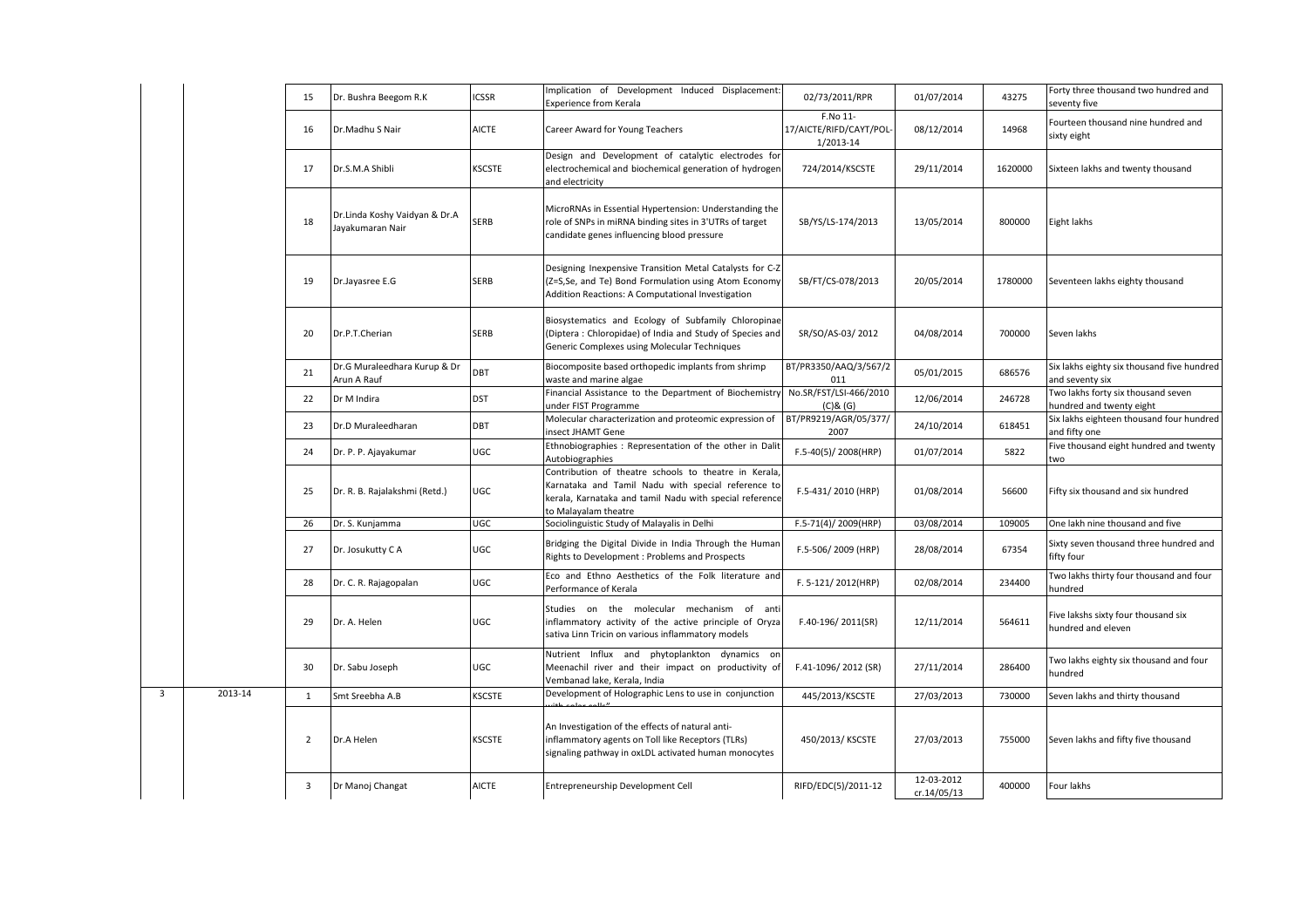| | | | | | | | | | |
|---|---|---|---|---|---|---|---|---|---|
| | | 15 | Dr. Bushra Beegom R.K | ICSSR | Implication of Development Induced Displacement: Experience from Kerala | 02/73/2011/RPR | 01/07/2014 | 43275 | Forty three thousand two hundred and seventy five |
| | | 16 | Dr.Madhu S Nair | AICTE | Career Award for Young Teachers | F.No 11-17/AICTE/RIFD/CAYT/POL-1/2013-14 | 08/12/2014 | 14968 | Fourteen thousand nine hundred and sixty eight |
| | | 17 | Dr.S.M.A Shibli | KSCSTE | Design and Development of catalytic electrodes for electrochemical and biochemical generation of hydrogen and electricity | 724/2014/KSCSTE | 29/11/2014 | 1620000 | Sixteen lakhs and twenty thousand |
| | | 18 | Dr.Linda Koshy Vaidyan & Dr.A Jayakumaran Nair | SERB | MicroRNAs in Essential Hypertension: Understanding the role of SNPs in miRNA binding sites in 3'UTRs of target candidate genes influencing blood pressure | SB/YS/LS-174/2013 | 13/05/2014 | 800000 | Eight lakhs |
| | | 19 | Dr.Jayasree E.G | SERB | Designing Inexpensive Transition Metal Catalysts for C-Z (Z=S,Se, and Te) Bond Formulation using Atom Economy Addition Reactions: A Computational Investigation | SB/FT/CS-078/2013 | 20/05/2014 | 1780000 | Seventeen lakhs eighty thousand |
| | | 20 | Dr.P.T.Cherian | SERB | Biosystematics and Ecology of Subfamily Chloropinae (Diptera : Chloropidae) of India and Study of Species and Generic Complexes using Molecular Techniques | SR/SO/AS-03/ 2012 | 04/08/2014 | 700000 | Seven lakhs |
| | | 21 | Dr.G Muraleedhara Kurup & Dr Arun A Rauf | DBT | Biocomposite based orthopedic implants from shrimp waste and marine algae | BT/PR3350/AAQ/3/567/2011 | 05/01/2015 | 686576 | Six lakhs eighty six thousand five hundred and seventy six |
| | | 22 | Dr M Indira | DST | Financial Assistance to the Department of Biochemistry under FIST Programme | No.SR/FST/LSI-466/2010 (C)& (G) | 12/06/2014 | 246728 | Two lakhs forty six thousand seven hundred and twenty eight |
| | | 23 | Dr.D Muraleedharan | DBT | Molecular characterization and proteomic expression of insect JHAMT Gene | BT/PR9219/AGR/05/377/2007 | 24/10/2014 | 618451 | Six lakhs eighteen thousand four hundred and fifty one |
| | | 24 | Dr. P. P. Ajayakumar | UGC | Ethnobiographies : Representation of the other in Dalit Autobiographies | F.5-40(5)/ 2008(HRP) | 01/07/2014 | 5822 | Five thousand eight hundred and twenty two |
| | | 25 | Dr. R. B. Rajalakshmi (Retd.) | UGC | Contribution of theatre schools to theatre in Kerala, Karnataka and Tamil Nadu with special reference to kerala, Karnataka and tamil Nadu with special reference to Malayalam theatre | F.5-431/ 2010 (HRP) | 01/08/2014 | 56600 | Fifty six thousand and six hundred |
| | | 26 | Dr. S. Kunjamma | UGC | Sociolinguistic Study of Malayalis in Delhi | F.5-71(4)/ 2009(HRP) | 03/08/2014 | 109005 | One lakh nine thousand and five |
| | | 27 | Dr. Josukutty C A | UGC | Bridging the Digital Divide in India Through the Human Rights to Development : Problems and Prospects | F.5-506/ 2009 (HRP) | 28/08/2014 | 67354 | Sixty seven thousand three hundred and fifty four |
| | | 28 | Dr. C. R. Rajagopalan | UGC | Eco and Ethno Aesthetics of the Folk literature and Performance of Kerala | F. 5-121/ 2012(HRP) | 02/08/2014 | 234400 | Two lakhs thirty four thousand and four hundred |
| | | 29 | Dr. A. Helen | UGC | Studies on the molecular mechanism of anti inflammatory activity of the active principle of Oryza sativa Linn Tricin on various inflammatory models | F.40-196/ 2011(SR) | 12/11/2014 | 564611 | Five lakshs sixty four thousand six hundred and eleven |
| | | 30 | Dr. Sabu Joseph | UGC | Nutrient Influx and phytoplankton dynamics on Meenachil river and their impact on productivity of Vembanad lake, Kerala, India | F.41-1096/ 2012 (SR) | 27/11/2014 | 286400 | Two lakhs eighty six thousand and four hundred |
| 3 | 2013-14 | 1 | Smt Sreebha A.B | KSCSTE | Development of Holographic Lens to use in conjunction with solar cells" | 445/2013/KSCSTE | 27/03/2013 | 730000 | Seven lakhs and thirty thousand |
| | | 2 | Dr.A Helen | KSCSTE | An Investigation of the effects of natural anti-inflammatory agents on Toll like Receptors (TLRs) signaling pathway in oxLDL activated human monocytes | 450/2013/ KSCSTE | 27/03/2013 | 755000 | Seven lakhs and fifty five thousand |
| | | 3 | Dr Manoj Changat | AICTE | Entrepreneurship Development Cell | RIFD/EDC(5)/2011-12 | 12-03-2012 cr.14/05/13 | 400000 | Four lakhs |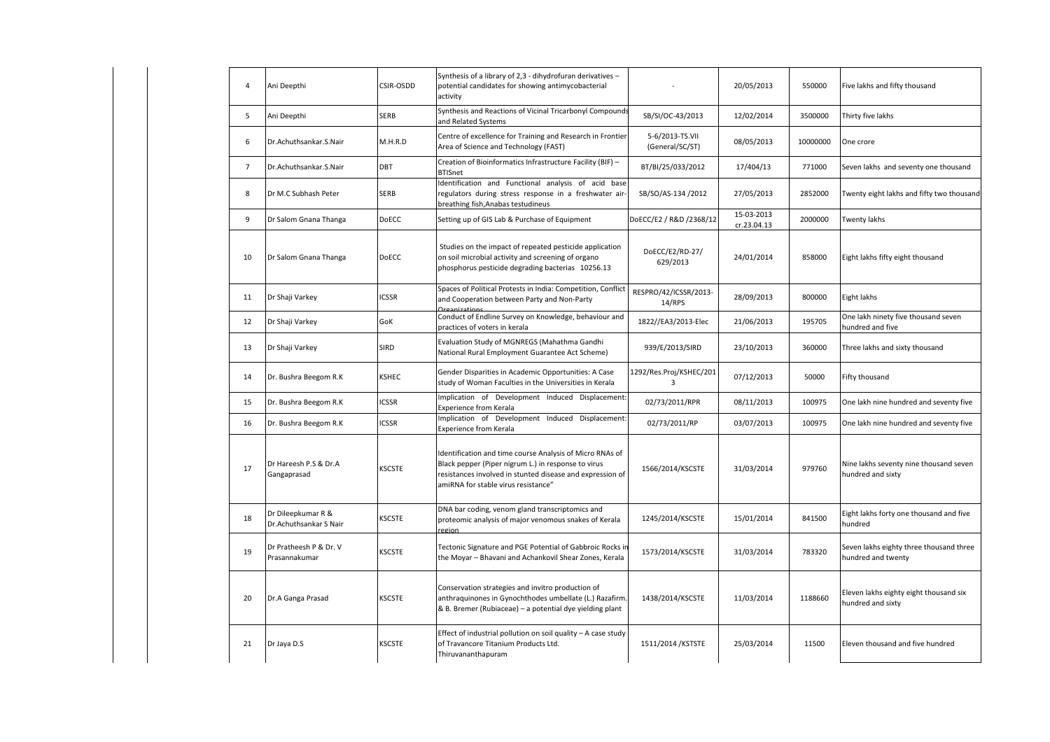| 4 | Ani Deepthi | CSIR-OSDD | Synthesis of a library of 2,3 - dihydrofuran derivatives – potential candidates for showing antimycobacterial activity | - | 20/05/2013 | 550000 | Five lakhs and fifty thousand |
|---|---|---|---|---|---|---|---|
| 5 | Ani Deepthi | SERB | Synthesis and Reactions of Vicinal Tricarbonyl Compounds and Related Systems | SB/SI/OC-43/2013 | 12/02/2014 | 3500000 | Thirty five lakhs |
| 6 | Dr.Achuthsankar.S.Nair | M.H.R.D | Centre of excellence for Training and Research in Frontier Area of Science and Technology (FAST) | 5-6/2013-TS.VII (General/SC/ST) | 08/05/2013 | 10000000 | One crore |
| 7 | Dr.Achuthsankar.S.Nair | DBT | Creation of Bioinformatics Infrastructure Facility (BIF) – BTISnet | BT/BI/25/033/2012 | 17/404/13 | 771000 | Seven lakhs and seventy one thousand |
| 8 | Dr M.C Subhash Peter | SERB | Identification and Functional analysis of acid base regulators during stress response in a freshwater air-breathing fish,Anabas testudineus | SB/SO/AS-134 /2012 | 27/05/2013 | 2852000 | Twenty eight lakhs and fifty two thousand |
| 9 | Dr Salom Gnana Thanga | DoECC | Setting up of GIS Lab & Purchase of Equipment | DoECC/E2 / R&D /2368/12 | 15-03-2013 cr.23.04.13 | 2000000 | Twenty lakhs |
| 10 | Dr Salom Gnana Thanga | DoECC | Studies on the impact of repeated pesticide application on soil microbial activity and screening of organo phosphorus pesticide degrading bacterias 10256.13 | DoECC/E2/RD-27/ 629/2013 | 24/01/2014 | 858000 | Eight lakhs fifty eight thousand |
| 11 | Dr Shaji Varkey | ICSSR | Spaces of Political Protests in India: Competition, Conflict and Cooperation between Party and Non-Party Organizations | RESPRO/42/ICSSR/2013-14/RPS | 28/09/2013 | 800000 | Eight lakhs |
| 12 | Dr Shaji Varkey | GoK | Conduct of Endline Survey on Knowledge, behaviour and practices of voters in kerala | 1822//EA3/2013-Elec | 21/06/2013 | 195705 | One lakh ninety five thousand seven hundred and five |
| 13 | Dr Shaji Varkey | SIRD | Evaluation Study of MGNREGS (Mahathma Gandhi National Rural Employment Guarantee Act Scheme) | 939/E/2013/SIRD | 23/10/2013 | 360000 | Three lakhs and sixty thousand |
| 14 | Dr. Bushra Beegom R.K | KSHEC | Gender Disparities in Academic Opportunities: A Case study of Woman Faculties in the Universities in Kerala | 1292/Res.Proj/KSHEC/2013 | 07/12/2013 | 50000 | Fifty thousand |
| 15 | Dr. Bushra Beegom R.K | ICSSR | Implication of Development Induced Displacement: Experience from Kerala | 02/73/2011/RPR | 08/11/2013 | 100975 | One lakh nine hundred and seventy five |
| 16 | Dr. Bushra Beegom R.K | ICSSR | Implication of Development Induced Displacement: Experience from Kerala | 02/73/2011/RP | 03/07/2013 | 100975 | One lakh nine hundred and seventy five |
| 17 | Dr Hareesh P.S & Dr.A Gangaprasad | KSCSTE | Identification and time course Analysis of Micro RNAs of Black pepper (Piper nigrum L.) in response to virus resistances involved in stunted disease and expression of amiRNA for stable virus resistance" | 1566/2014/KSCSTE | 31/03/2014 | 979760 | Nine lakhs seventy nine thousand seven hundred and sixty |
| 18 | Dr Dileepkumar R & Dr.Achuthsankar S Nair | KSCSTE | DNA bar coding, venom gland transcriptomics and proteomic analysis of major venomous snakes of Kerala region | 1245/2014/KSCSTE | 15/01/2014 | 841500 | Eight lakhs forty one thousand and five hundred |
| 19 | Dr Pratheesh P & Dr. V Prasannakumar | KSCSTE | Tectonic Signature and PGE Potential of Gabbroic Rocks in the Moyar – Bhavani and Achankovil Shear Zones, Kerala | 1573/2014/KSCSTE | 31/03/2014 | 783320 | Seven lakhs eighty three thousand three hundred and twenty |
| 20 | Dr.A Ganga Prasad | KSCSTE | Conservation strategies and invitro production of anthraquinones in Gynochthodes umbellate (L.) Razafirm. & B. Bremer (Rubiaceae) – a potential dye yielding plant | 1438/2014/KSCSTE | 11/03/2014 | 1188660 | Eleven lakhs eighty eight thousand six hundred and sixty |
| 21 | Dr Jaya D.S | KSCSTE | Effect of industrial pollution on soil quality – A case study of Travancore Titanium Products Ltd. Thiruvananthapuram | 1511/2014 /KSTSTE | 25/03/2014 | 11500 | Eleven thousand and five hundred |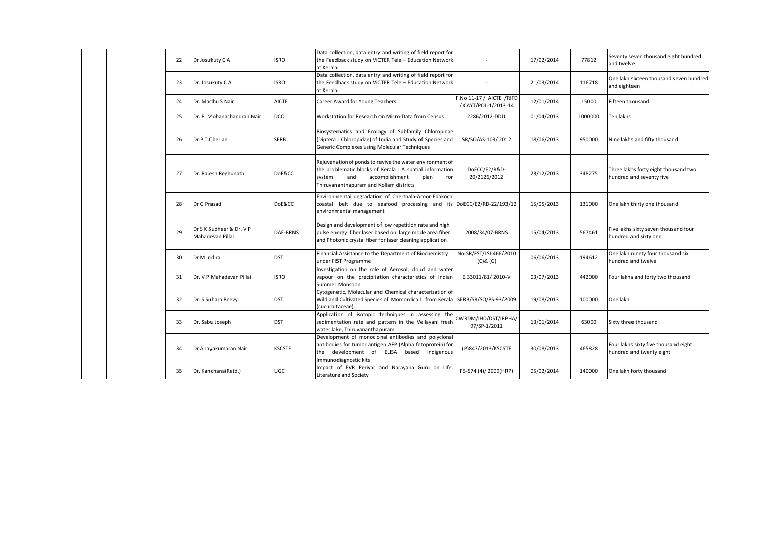| | | | | | | | |
|---|---|---|---|---|---|---|---|
| 22 | Dr Josukuty C A | ISRO | Data collection, data entry and writing of field report for the Feedback study on ViCTER Tele – Education Network at Kerala | - | 17/02/2014 | 77812 | Seventy seven thousand eight hundred and twelve |
| 23 | Dr. Josukuty C A | ISRO | Data collection, data entry and writing of field report for the Feedback study on ViCTER Tele – Education Network at Kerala | - | 21/03/2014 | 116718 | One lakh sixteen thousand seven hundred and eighteen |
| 24 | Dr. Madhu S Nair | AICTE | Career Award for Young Teachers | F.No 11-17 / AICTE /RIFD / CAYT/POL-1/2013-14 | 12/01/2014 | 15000 | Fifteen thousand |
| 25 | Dr. P. Mohanachandran Nair | DCO | Workstation for Research on Micro-Data from Census | 2286/2012-DDU | 01/04/2013 | 1000000 | Ten lakhs |
| 26 | Dr.P.T.Cherian | SERB | Biosystematics and Ecology of Subfamily Chloropinae (Diptera : Chloropidae) of India and Study of Species and Generic Complexes using Molecular Techniques | SR/SO/AS-103/ 2012 | 18/06/2013 | 950000 | Nine lakhs and fifty thousand |
| 27 | Dr. Rajesh Reghunath | DoE&CC | Rejuvenation of ponds to revive the water environment of the problematic blocks of Kerala : A spatial information system and accomplishment plan for Thiruvananthapuram and Kollam districts | DoECC/E2/R&D-20/2126/2012 | 23/12/2013 | 348275 | Three lakhs forty eight thousand two hundred and seventy five |
| 28 | Dr G Prasad | DoE&CC | Environmental degradation of Cherthala-Aroor-Edakochi coastal belt due to seafood processing and its environmental management | DoECC/E2/RD-22/193/12 | 15/05/2013 | 131000 | One lakh thirty one thousand |
| 29 | Dr S K Sudheer & Dr. V P Mahadevan Pillai | DAE-BRNS | Design and development of low repetition rate and high pulse energy fiber laser based on large mode area fiber and Photonic crystal fiber for laser cleaning application | 2008/34/07-BRNS | 15/04/2013 | 567461 | Five lakhs sixty seven thousand four hundred and sixty one |
| 30 | Dr M Indira | DST | Financial Assistance to the Department of Biochemistry under FIST Programme | No.SR/FST/LSI-466/2010 (C)& (G) | 06/06/2013 | 194612 | One lakh ninety four thousand six hundred and twelve |
| 31 | Dr. V P Mahadevan Pillai | ISRO | Investigation on the role of Aerosol, cloud and water vapour on the precipitation characteristics of Indian Summer Monsoon | E 33011/81/ 2010-V | 03/07/2013 | 442000 | Four lakhs and forty two thousand |
| 32 | Dr. S Suhara Beevy | DST | Cytogenetic, Molecular and Chemical characterization of Wild and Cultivated Species of Momordica L. from Kerala (cucurbitaceae) | SERB/SR/SO/PS-93/2009 | 19/08/2013 | 100000 | One lakh |
| 33 | Dr. Sabu Joseph | DST | Application of isotopic techniques in assessing the sedimentation rate and pattern in the Vellayani fresh water lake, Thiruvananthapuram | CWRDM/IHD/DST/IRPHA/ 97/SP-1/2011 | 13/01/2014 | 63000 | Sixty three thousand |
| 34 | Dr A Jayakumaran Nair | KSCSTE | Development of monoclonal antibodies and polyclonal antibodies for tumor antigen AFP (Alpha fetoprotein) for the development of ELISA based indigenous immunodiagnostic kits | (P)847/2013/KSCSTE | 30/08/2013 | 465828 | Four lakhs sixty five thousand eight hundred and twenty eight |
| 35 | Dr. Kanchana(Retd.) | UGC | Impact of EVR Periyar and Narayana Guru on Life, Literature and Society | F5-574 (4)/ 2009(HRP) | 05/02/2014 | 140000 | One lakh forty thousand |